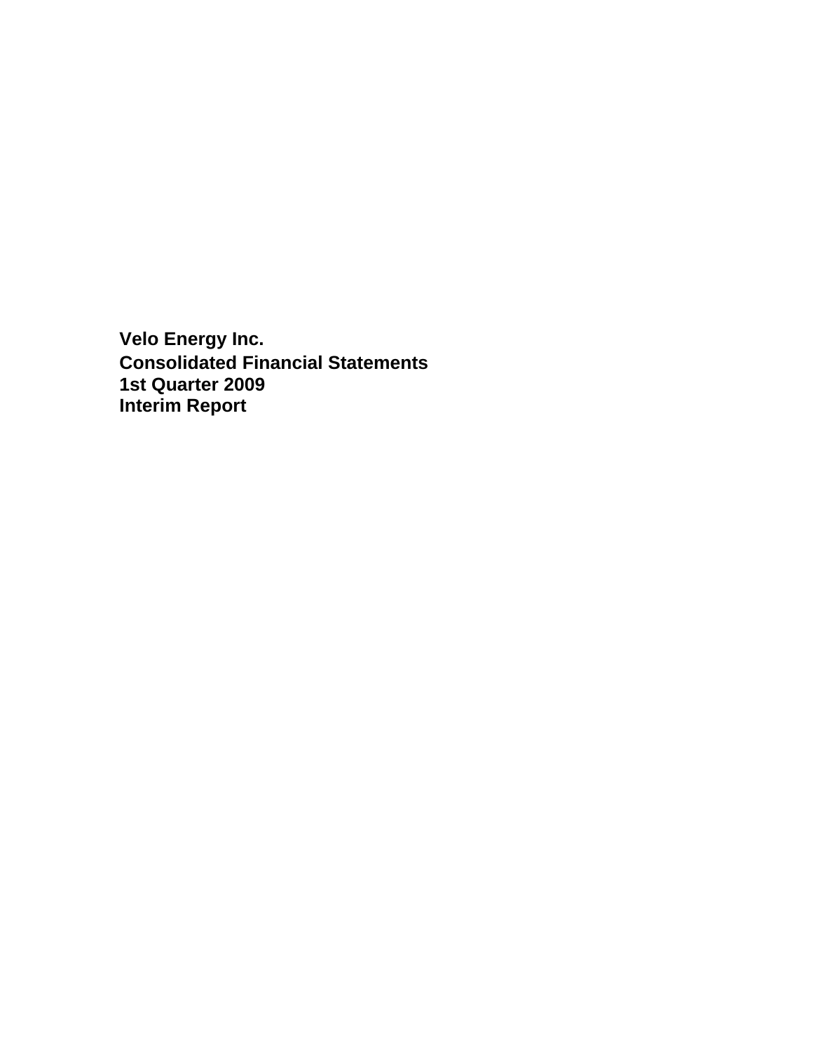**Velo Energy Inc.**
**Consolidated Financial Statements**
**1st Quarter 2009**
**Interim Report**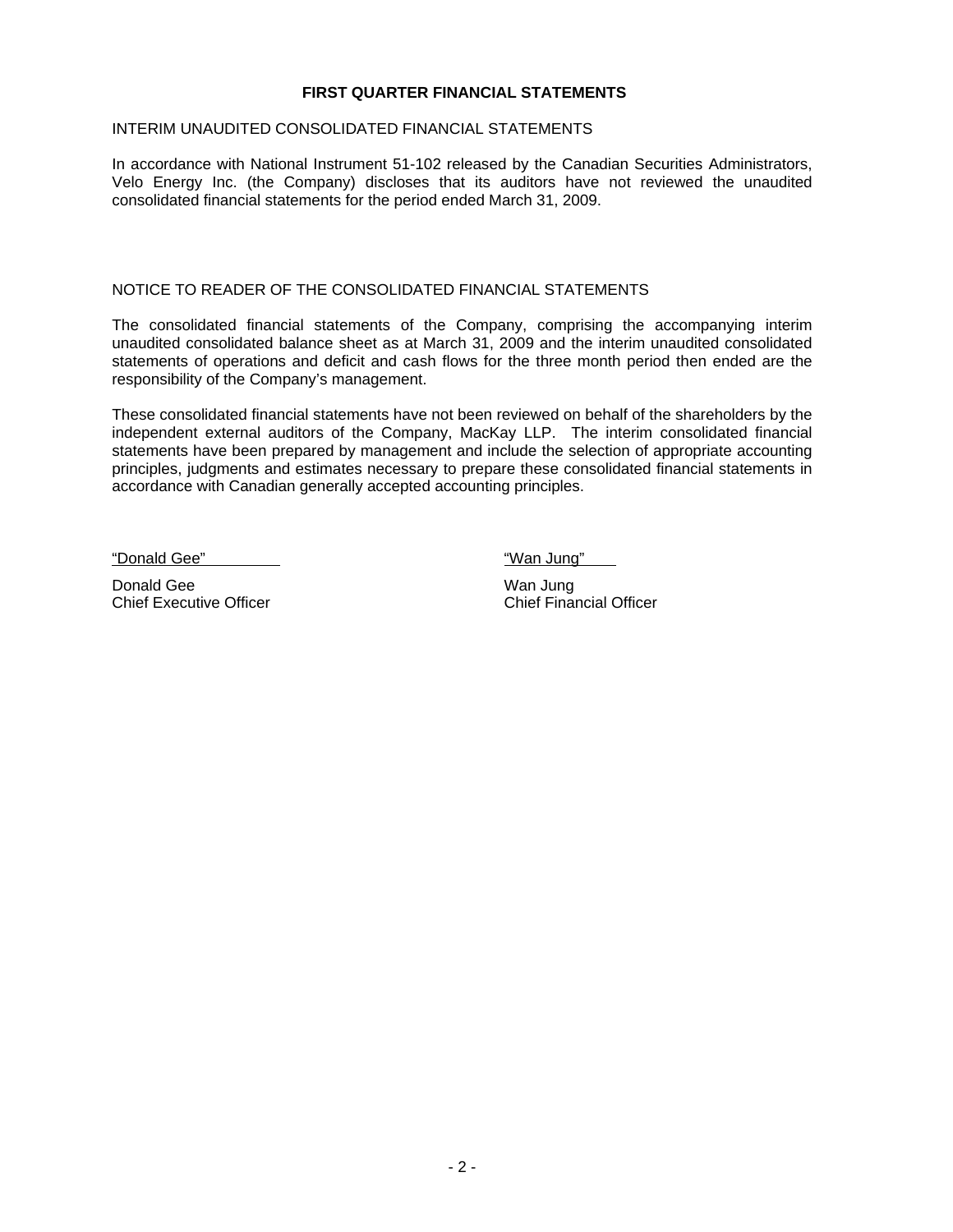**FIRST QUARTER FINANCIAL STATEMENTS**

INTERIM UNAUDITED CONSOLIDATED FINANCIAL STATEMENTS

In accordance with National Instrument 51-102 released by the Canadian Securities Administrators, Velo Energy Inc. (the Company) discloses that its auditors have not reviewed the unaudited consolidated financial statements for the period ended March 31, 2009.

NOTICE TO READER OF THE CONSOLIDATED FINANCIAL STATEMENTS

The consolidated financial statements of the Company, comprising the accompanying interim unaudited consolidated balance sheet as at March 31, 2009 and the interim unaudited consolidated statements of operations and deficit and cash flows for the three month period then ended are the responsibility of the Company's management.

These consolidated financial statements have not been reviewed on behalf of the shareholders by the independent external auditors of the Company, MacKay LLP. The interim consolidated financial statements have been prepared by management and include the selection of appropriate accounting principles, judgments and estimates necessary to prepare these consolidated financial statements in accordance with Canadian generally accepted accounting principles.

"Donald Gee"

Donald Gee
Chief Executive Officer

"Wan Jung"

Wan Jung
Chief Financial Officer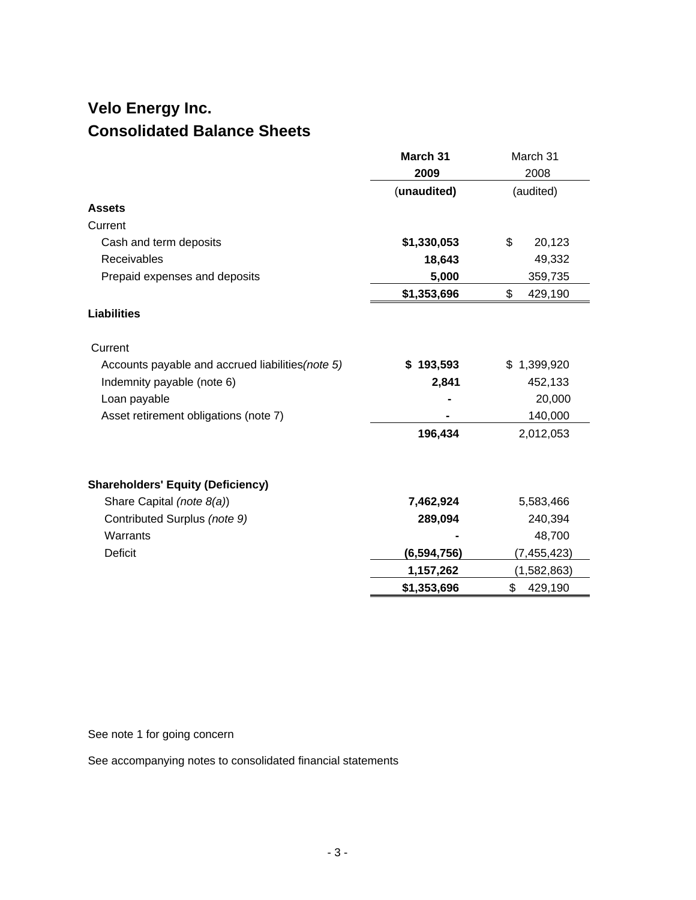# Velo Energy Inc.
## Consolidated Balance Sheets

| | **March 31 2009** | March 31 2008 |
|---|---|---|
| | **(unaudited)** | (audited) |
| **Assets** | | |
| Current | | |
| Cash and term deposits | **$1,330,053** | $ 20,123 |
| Receivables | **18,643** | 49,332 |
| Prepaid expenses and deposits | **5,000** | 359,735 |
| | **$1,353,696** | $ 429,190 |
| **Liabilities** | | |
| Current | | |
| Accounts payable and accrued liabilities *(note 5)* | **$ 193,593** | $ 1,399,920 |
| Indemnity payable (note 6) | **2,841** | 452,133 |
| Loan payable | **-** | 20,000 |
| Asset retirement obligations (note 7) | **-** | 140,000 |
| | **196,434** | 2,012,053 |
| **Shareholders' Equity (Deficiency)** | | |
| Share Capital *(note 8(a))* | **7,462,924** | 5,583,466 |
| Contributed Surplus *(note 9)* | **289,094** | 240,394 |
| Warrants | **-** | 48,700 |
| Deficit | **(6,594,756)** | (7,455,423) |
| | **1,157,262** | (1,582,863) |
| | **$1,353,696** | $ 429,190 |

See note 1 for going concern

See accompanying notes to consolidated financial statements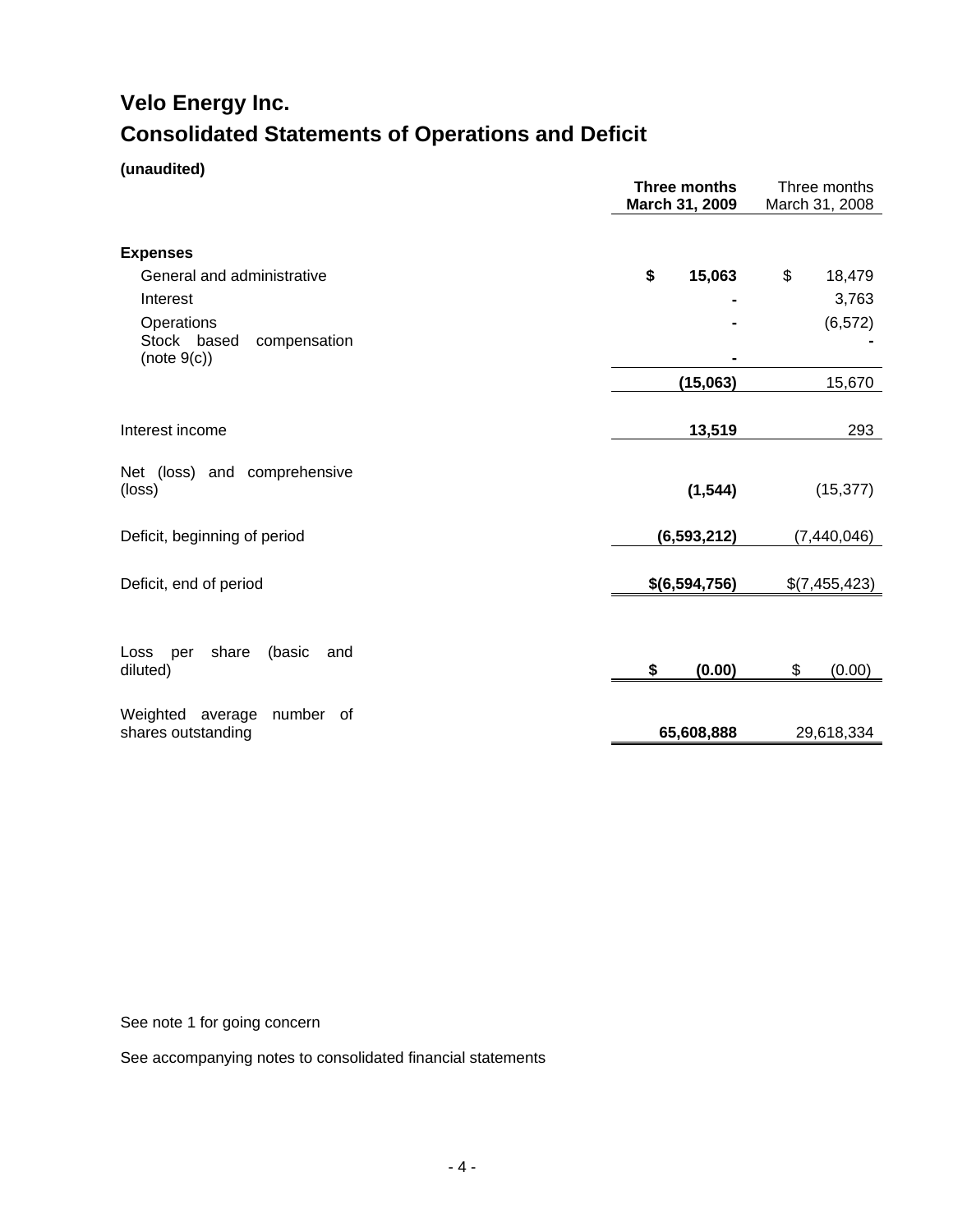# Velo Energy Inc.

# Consolidated Statements of Operations and Deficit

**(unaudited)**

| | **Three months March 31, 2009** | Three months March 31, 2008 |
|---|---|---|
| **Expenses** | | |
| General and administrative | **$ 15,063** | $ 18,479 |
| Interest | **-** | 3,763 |
| Operations | **-** | (6,572) |
| Stock based compensation (note 9(c)) | **-** | - |
| | **(15,063)** | 15,670 |
| Interest income | **13,519** | 293 |
| Net (loss) and comprehensive (loss) | **(1,544)** | (15,377) |
| Deficit, beginning of period | **(6,593,212)** | (7,440,046) |
| Deficit, end of period | **$(6,594,756)** | $(7,455,423) |
| Loss per share (basic and diluted) | **$ (0.00)** | $ (0.00) |
| Weighted average number of shares outstanding | **65,608,888** | 29,618,334 |

See note 1 for going concern

See accompanying notes to consolidated financial statements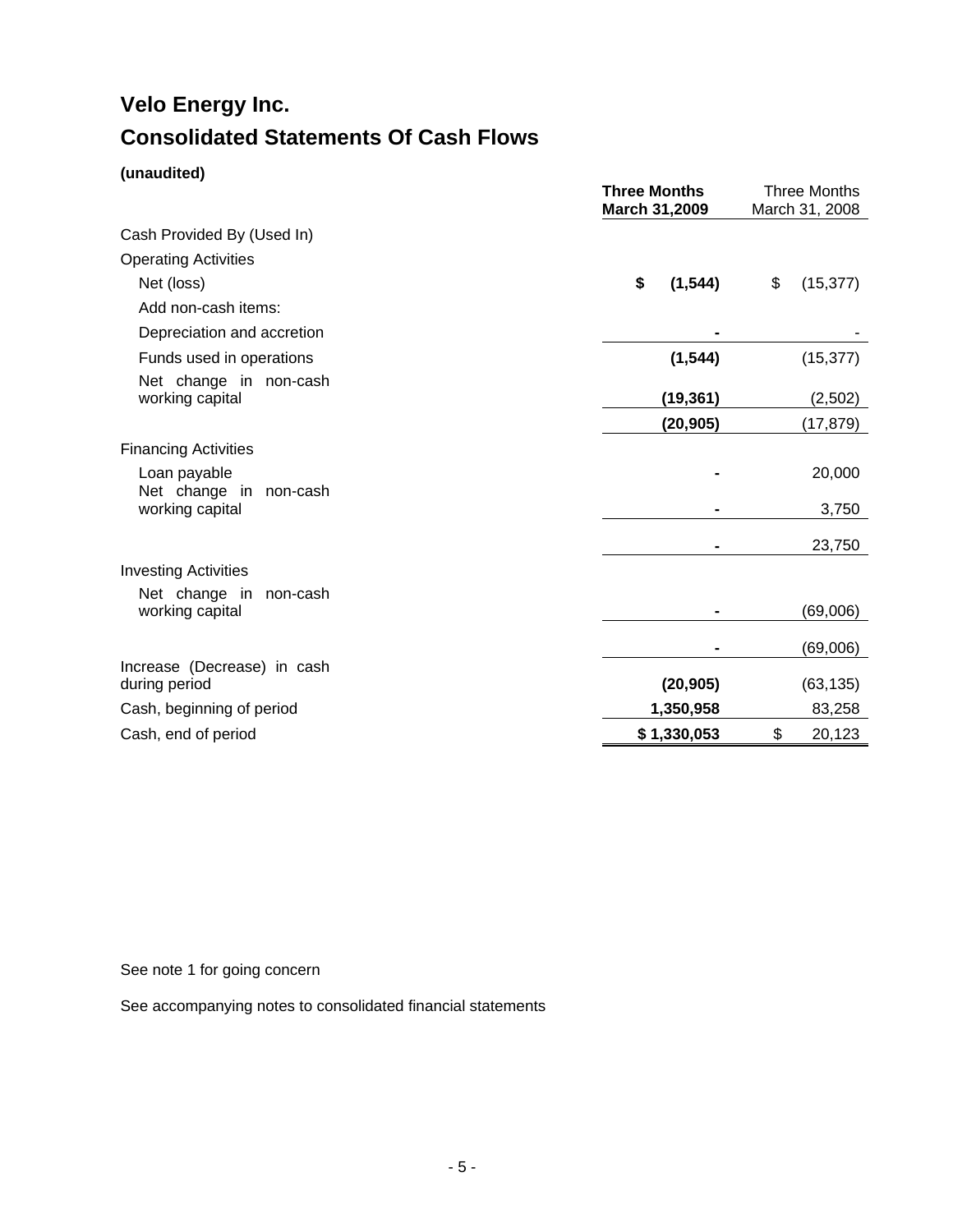# Velo Energy Inc.

# Consolidated Statements Of Cash Flows

**(unaudited)**

| | **Three Months March 31,2009** | Three Months March 31, 2008 |
|---|---|---|
| Cash Provided By (Used In) | | |
| Operating Activities | | |
| Net (loss) | **$ (1,544)** | $ (15,377) |
| Add non-cash items: | | |
| Depreciation and accretion | **-** | - |
| Funds used in operations | **(1,544)** | (15,377) |
| Net change in non-cash working capital | **(19,361)** | (2,502) |
| | **(20,905)** | (17,879) |
| Financing Activities | | |
| Loan payable | **-** | 20,000 |
| Net change in non-cash working capital | **-** | 3,750 |
| | **-** | 23,750 |
| Investing Activities | | |
| Net change in non-cash working capital | **-** | (69,006) |
| | **-** | (69,006) |
| Increase (Decrease) in cash during period | **(20,905)** | (63,135) |
| Cash, beginning of period | **1,350,958** | 83,258 |
| Cash, end of period | **$ 1,330,053** | $ 20,123 |

See note 1 for going concern

See accompanying notes to consolidated financial statements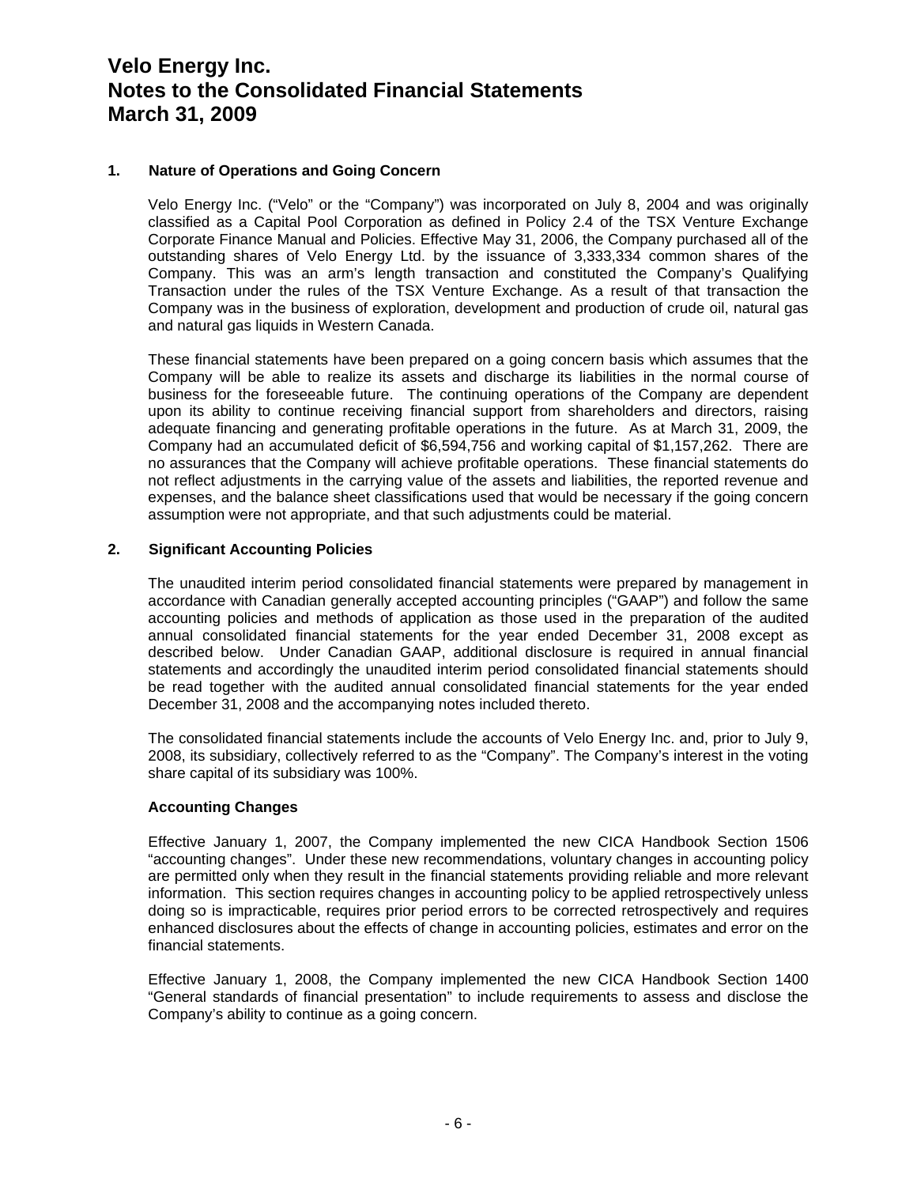# Velo Energy Inc.
# Notes to the Consolidated Financial Statements
# March 31, 2009

## 1. Nature of Operations and Going Concern

Velo Energy Inc. ("Velo" or the "Company") was incorporated on July 8, 2004 and was originally classified as a Capital Pool Corporation as defined in Policy 2.4 of the TSX Venture Exchange Corporate Finance Manual and Policies. Effective May 31, 2006, the Company purchased all of the outstanding shares of Velo Energy Ltd. by the issuance of 3,333,334 common shares of the Company. This was an arm's length transaction and constituted the Company's Qualifying Transaction under the rules of the TSX Venture Exchange. As a result of that transaction the Company was in the business of exploration, development and production of crude oil, natural gas and natural gas liquids in Western Canada.

These financial statements have been prepared on a going concern basis which assumes that the Company will be able to realize its assets and discharge its liabilities in the normal course of business for the foreseeable future. The continuing operations of the Company are dependent upon its ability to continue receiving financial support from shareholders and directors, raising adequate financing and generating profitable operations in the future. As at March 31, 2009, the Company had an accumulated deficit of $6,594,756 and working capital of $1,157,262. There are no assurances that the Company will achieve profitable operations. These financial statements do not reflect adjustments in the carrying value of the assets and liabilities, the reported revenue and expenses, and the balance sheet classifications used that would be necessary if the going concern assumption were not appropriate, and that such adjustments could be material.

## 2. Significant Accounting Policies

The unaudited interim period consolidated financial statements were prepared by management in accordance with Canadian generally accepted accounting principles ("GAAP") and follow the same accounting policies and methods of application as those used in the preparation of the audited annual consolidated financial statements for the year ended December 31, 2008 except as described below. Under Canadian GAAP, additional disclosure is required in annual financial statements and accordingly the unaudited interim period consolidated financial statements should be read together with the audited annual consolidated financial statements for the year ended December 31, 2008 and the accompanying notes included thereto.

The consolidated financial statements include the accounts of Velo Energy Inc. and, prior to July 9, 2008, its subsidiary, collectively referred to as the "Company". The Company's interest in the voting share capital of its subsidiary was 100%.

### Accounting Changes

Effective January 1, 2007, the Company implemented the new CICA Handbook Section 1506 "accounting changes". Under these new recommendations, voluntary changes in accounting policy are permitted only when they result in the financial statements providing reliable and more relevant information. This section requires changes in accounting policy to be applied retrospectively unless doing so is impracticable, requires prior period errors to be corrected retrospectively and requires enhanced disclosures about the effects of change in accounting policies, estimates and error on the financial statements.

Effective January 1, 2008, the Company implemented the new CICA Handbook Section 1400 "General standards of financial presentation" to include requirements to assess and disclose the Company's ability to continue as a going concern.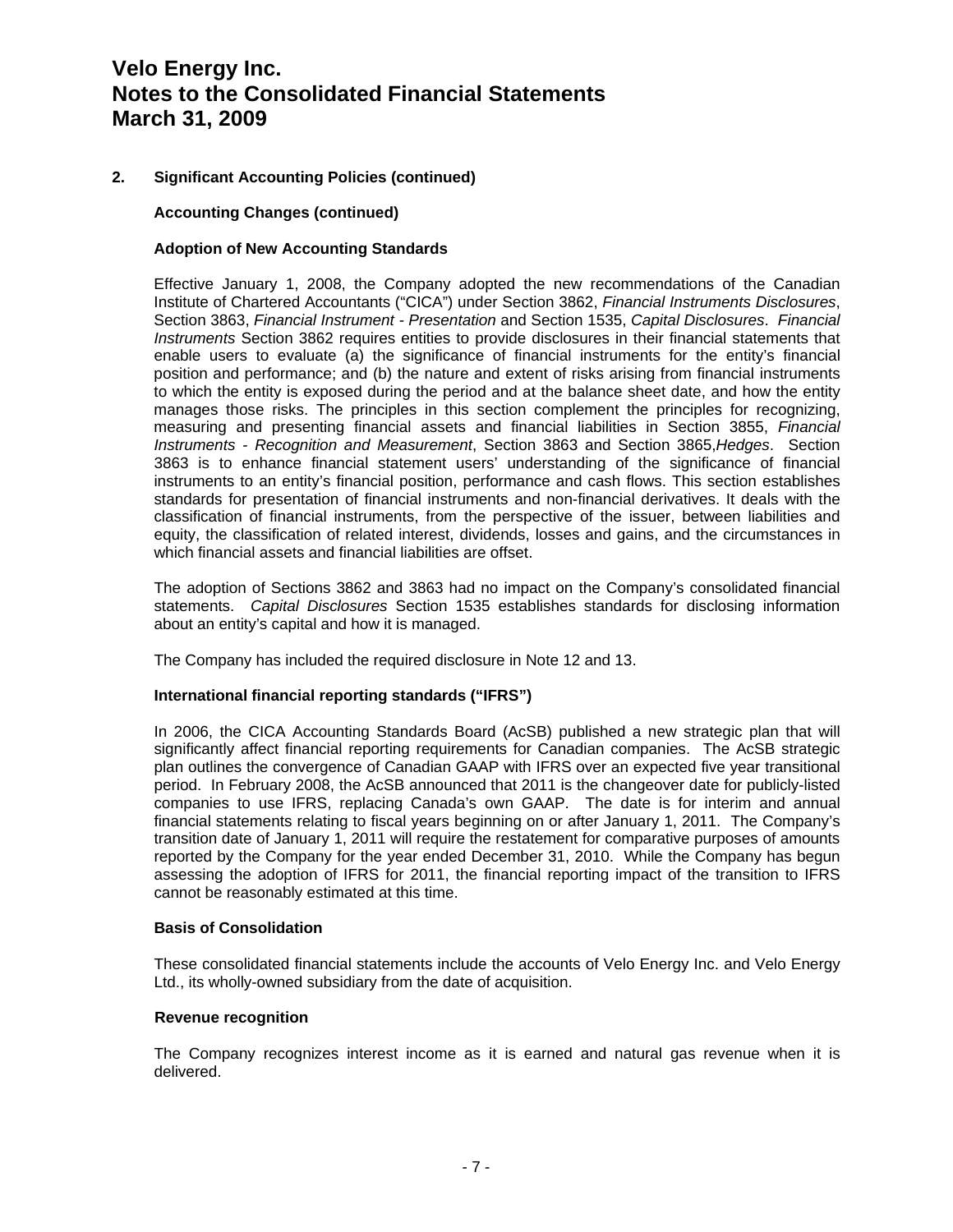# Velo Energy Inc.
# Notes to the Consolidated Financial Statements
# March 31, 2009

## 2. Significant Accounting Policies (continued)

### Accounting Changes (continued)

### Adoption of New Accounting Standards

Effective January 1, 2008, the Company adopted the new recommendations of the Canadian Institute of Chartered Accountants ("CICA") under Section 3862, *Financial Instruments Disclosures*, Section 3863, *Financial Instrument - Presentation* and Section 1535, *Capital Disclosures*. *Financial Instruments* Section 3862 requires entities to provide disclosures in their financial statements that enable users to evaluate (a) the significance of financial instruments for the entity's financial position and performance; and (b) the nature and extent of risks arising from financial instruments to which the entity is exposed during the period and at the balance sheet date, and how the entity manages those risks. The principles in this section complement the principles for recognizing, measuring and presenting financial assets and financial liabilities in Section 3855, *Financial Instruments - Recognition and Measurement*, Section 3863 and Section 3865,*Hedges*. Section 3863 is to enhance financial statement users' understanding of the significance of financial instruments to an entity's financial position, performance and cash flows. This section establishes standards for presentation of financial instruments and non-financial derivatives. It deals with the classification of financial instruments, from the perspective of the issuer, between liabilities and equity, the classification of related interest, dividends, losses and gains, and the circumstances in which financial assets and financial liabilities are offset.

The adoption of Sections 3862 and 3863 had no impact on the Company's consolidated financial statements. *Capital Disclosures* Section 1535 establishes standards for disclosing information about an entity's capital and how it is managed.

The Company has included the required disclosure in Note 12 and 13.

### International financial reporting standards ("IFRS")

In 2006, the CICA Accounting Standards Board (AcSB) published a new strategic plan that will significantly affect financial reporting requirements for Canadian companies. The AcSB strategic plan outlines the convergence of Canadian GAAP with IFRS over an expected five year transitional period. In February 2008, the AcSB announced that 2011 is the changeover date for publicly-listed companies to use IFRS, replacing Canada's own GAAP. The date is for interim and annual financial statements relating to fiscal years beginning on or after January 1, 2011. The Company's transition date of January 1, 2011 will require the restatement for comparative purposes of amounts reported by the Company for the year ended December 31, 2010. While the Company has begun assessing the adoption of IFRS for 2011, the financial reporting impact of the transition to IFRS cannot be reasonably estimated at this time.

### Basis of Consolidation

These consolidated financial statements include the accounts of Velo Energy Inc. and Velo Energy Ltd., its wholly-owned subsidiary from the date of acquisition.

### Revenue recognition

The Company recognizes interest income as it is earned and natural gas revenue when it is delivered.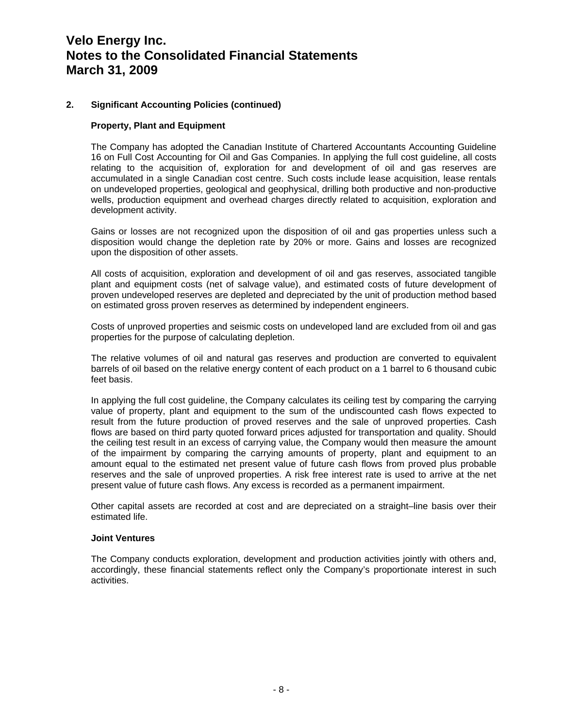# Velo Energy Inc.
# Notes to the Consolidated Financial Statements
# March 31, 2009

## 2. Significant Accounting Policies (continued)

### Property, Plant and Equipment

The Company has adopted the Canadian Institute of Chartered Accountants Accounting Guideline 16 on Full Cost Accounting for Oil and Gas Companies. In applying the full cost guideline, all costs relating to the acquisition of, exploration for and development of oil and gas reserves are accumulated in a single Canadian cost centre. Such costs include lease acquisition, lease rentals on undeveloped properties, geological and geophysical, drilling both productive and non-productive wells, production equipment and overhead charges directly related to acquisition, exploration and development activity.

Gains or losses are not recognized upon the disposition of oil and gas properties unless such a disposition would change the depletion rate by 20% or more. Gains and losses are recognized upon the disposition of other assets.

All costs of acquisition, exploration and development of oil and gas reserves, associated tangible plant and equipment costs (net of salvage value), and estimated costs of future development of proven undeveloped reserves are depleted and depreciated by the unit of production method based on estimated gross proven reserves as determined by independent engineers.

Costs of unproved properties and seismic costs on undeveloped land are excluded from oil and gas properties for the purpose of calculating depletion.

The relative volumes of oil and natural gas reserves and production are converted to equivalent barrels of oil based on the relative energy content of each product on a 1 barrel to 6 thousand cubic feet basis.

In applying the full cost guideline, the Company calculates its ceiling test by comparing the carrying value of property, plant and equipment to the sum of the undiscounted cash flows expected to result from the future production of proved reserves and the sale of unproved properties. Cash flows are based on third party quoted forward prices adjusted for transportation and quality. Should the ceiling test result in an excess of carrying value, the Company would then measure the amount of the impairment by comparing the carrying amounts of property, plant and equipment to an amount equal to the estimated net present value of future cash flows from proved plus probable reserves and the sale of unproved properties. A risk free interest rate is used to arrive at the net present value of future cash flows. Any excess is recorded as a permanent impairment.

Other capital assets are recorded at cost and are depreciated on a straight–line basis over their estimated life.

### Joint Ventures

The Company conducts exploration, development and production activities jointly with others and, accordingly, these financial statements reflect only the Company's proportionate interest in such activities.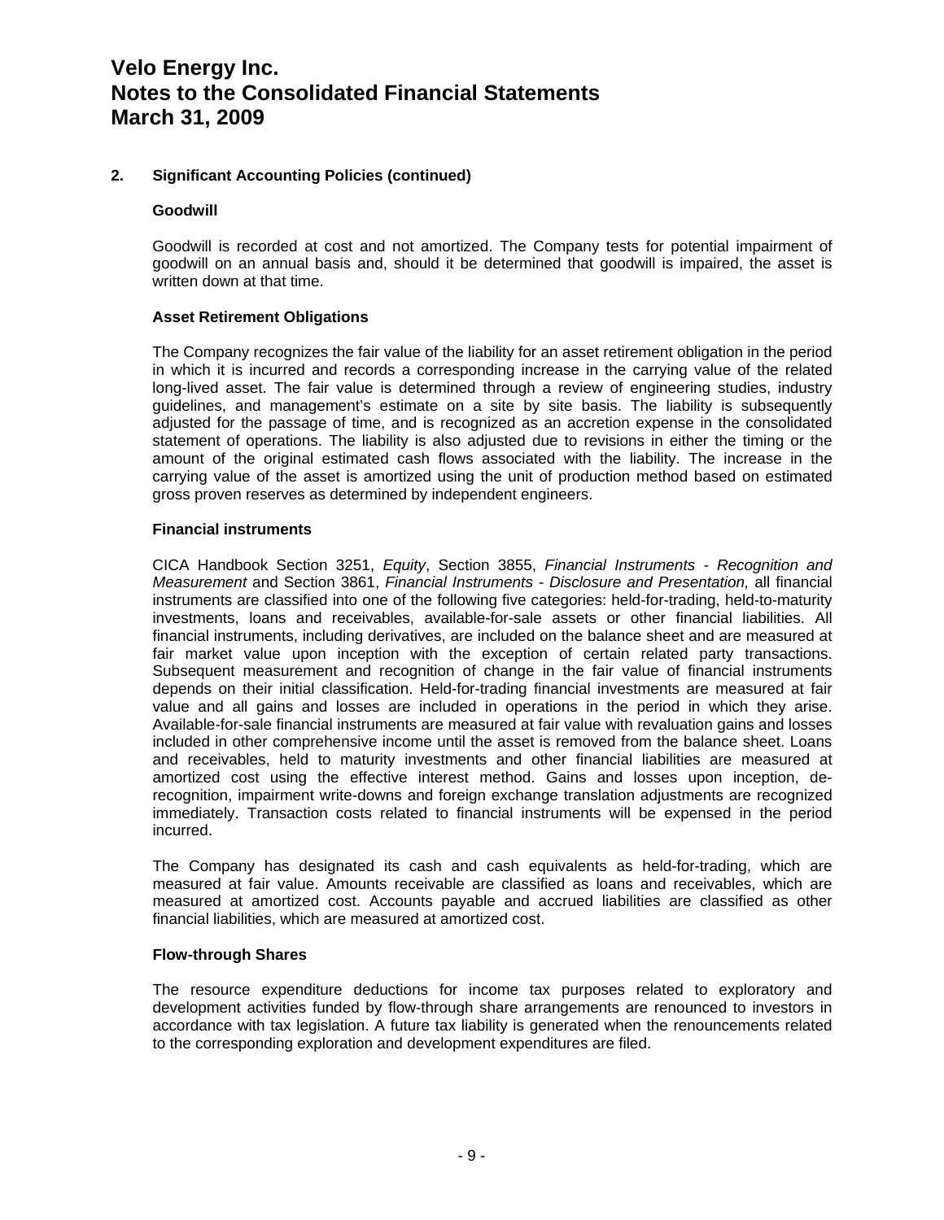## 2. Significant Accounting Policies (continued)

### Goodwill

Goodwill is recorded at cost and not amortized. The Company tests for potential impairment of goodwill on an annual basis and, should it be determined that goodwill is impaired, the asset is written down at that time.

### Asset Retirement Obligations

The Company recognizes the fair value of the liability for an asset retirement obligation in the period in which it is incurred and records a corresponding increase in the carrying value of the related long-lived asset. The fair value is determined through a review of engineering studies, industry guidelines, and management's estimate on a site by site basis. The liability is subsequently adjusted for the passage of time, and is recognized as an accretion expense in the consolidated statement of operations. The liability is also adjusted due to revisions in either the timing or the amount of the original estimated cash flows associated with the liability. The increase in the carrying value of the asset is amortized using the unit of production method based on estimated gross proven reserves as determined by independent engineers.

### Financial instruments

CICA Handbook Section 3251, *Equity*, Section 3855, *Financial Instruments - Recognition and Measurement* and Section 3861, *Financial Instruments - Disclosure and Presentation,* all financial instruments are classified into one of the following five categories: held-for-trading, held-to-maturity investments, loans and receivables, available-for-sale assets or other financial liabilities. All financial instruments, including derivatives, are included on the balance sheet and are measured at fair market value upon inception with the exception of certain related party transactions. Subsequent measurement and recognition of change in the fair value of financial instruments depends on their initial classification. Held-for-trading financial investments are measured at fair value and all gains and losses are included in operations in the period in which they arise. Available-for-sale financial instruments are measured at fair value with revaluation gains and losses included in other comprehensive income until the asset is removed from the balance sheet. Loans and receivables, held to maturity investments and other financial liabilities are measured at amortized cost using the effective interest method. Gains and losses upon inception, de-recognition, impairment write-downs and foreign exchange translation adjustments are recognized immediately. Transaction costs related to financial instruments will be expensed in the period incurred.

The Company has designated its cash and cash equivalents as held-for-trading, which are measured at fair value. Amounts receivable are classified as loans and receivables, which are measured at amortized cost. Accounts payable and accrued liabilities are classified as other financial liabilities, which are measured at amortized cost.

### Flow-through Shares

The resource expenditure deductions for income tax purposes related to exploratory and development activities funded by flow-through share arrangements are renounced to investors in accordance with tax legislation. A future tax liability is generated when the renouncements related to the corresponding exploration and development expenditures are filed.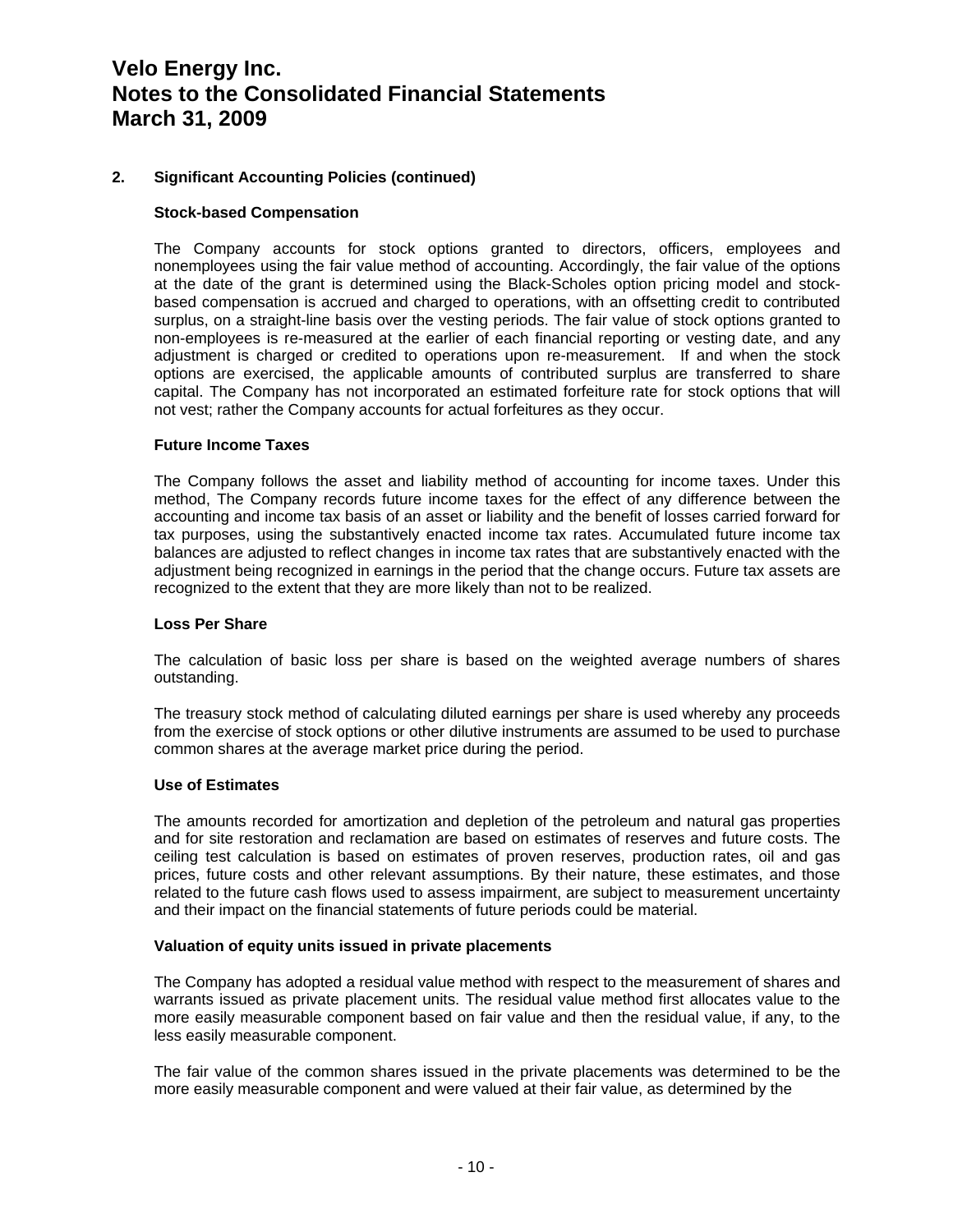## 2. Significant Accounting Policies (continued)

### Stock-based Compensation

The Company accounts for stock options granted to directors, officers, employees and nonemployees using the fair value method of accounting. Accordingly, the fair value of the options at the date of the grant is determined using the Black-Scholes option pricing model and stock-based compensation is accrued and charged to operations, with an offsetting credit to contributed surplus, on a straight-line basis over the vesting periods. The fair value of stock options granted to non-employees is re-measured at the earlier of each financial reporting or vesting date, and any adjustment is charged or credited to operations upon re-measurement. If and when the stock options are exercised, the applicable amounts of contributed surplus are transferred to share capital. The Company has not incorporated an estimated forfeiture rate for stock options that will not vest; rather the Company accounts for actual forfeitures as they occur.

### Future Income Taxes

The Company follows the asset and liability method of accounting for income taxes. Under this method, The Company records future income taxes for the effect of any difference between the accounting and income tax basis of an asset or liability and the benefit of losses carried forward for tax purposes, using the substantively enacted income tax rates. Accumulated future income tax balances are adjusted to reflect changes in income tax rates that are substantively enacted with the adjustment being recognized in earnings in the period that the change occurs. Future tax assets are recognized to the extent that they are more likely than not to be realized.

### Loss Per Share

The calculation of basic loss per share is based on the weighted average numbers of shares outstanding.

The treasury stock method of calculating diluted earnings per share is used whereby any proceeds from the exercise of stock options or other dilutive instruments are assumed to be used to purchase common shares at the average market price during the period.

### Use of Estimates

The amounts recorded for amortization and depletion of the petroleum and natural gas properties and for site restoration and reclamation are based on estimates of reserves and future costs. The ceiling test calculation is based on estimates of proven reserves, production rates, oil and gas prices, future costs and other relevant assumptions. By their nature, these estimates, and those related to the future cash flows used to assess impairment, are subject to measurement uncertainty and their impact on the financial statements of future periods could be material.

### Valuation of equity units issued in private placements

The Company has adopted a residual value method with respect to the measurement of shares and warrants issued as private placement units. The residual value method first allocates value to the more easily measurable component based on fair value and then the residual value, if any, to the less easily measurable component.

The fair value of the common shares issued in the private placements was determined to be the more easily measurable component and were valued at their fair value, as determined by the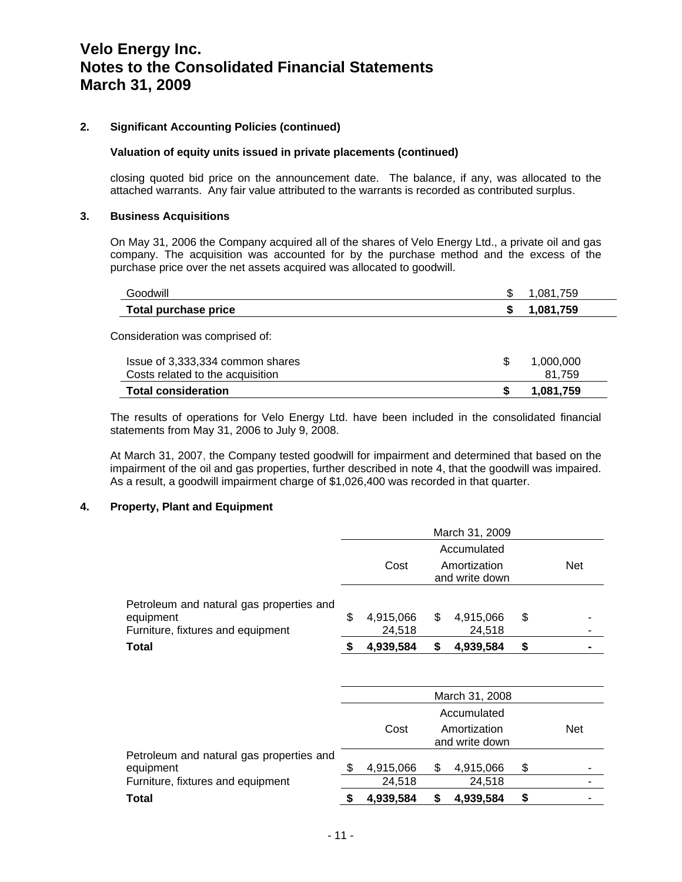# Velo Energy Inc.
# Notes to the Consolidated Financial Statements
# March 31, 2009

## 2. Significant Accounting Policies (continued)

### Valuation of equity units issued in private placements (continued)

closing quoted bid price on the announcement date. The balance, if any, was allocated to the attached warrants. Any fair value attributed to the warrants is recorded as contributed surplus.

## 3. Business Acquisitions

On May 31, 2006 the Company acquired all of the shares of Velo Energy Ltd., a private oil and gas company. The acquisition was accounted for by the purchase method and the excess of the purchase price over the net assets acquired was allocated to goodwill.

| | | |
|---|---|---|
| Goodwill | $ | 1,081,759 |
| **Total purchase price** | **$** | **1,081,759** |

Consideration was comprised of:

| | | |
|---|---|---|
| Issue of 3,333,334 common shares | $ | 1,000,000 |
| Costs related to the acquisition | | 81,759 |
| **Total consideration** | **$** | **1,081,759** |

The results of operations for Velo Energy Ltd. have been included in the consolidated financial statements from May 31, 2006 to July 9, 2008.

At March 31, 2007, the Company tested goodwill for impairment and determined that based on the impairment of the oil and gas properties, further described in note 4, that the goodwill was impaired. As a result, a goodwill impairment charge of $1,026,400 was recorded in that quarter.

## 4. Property, Plant and Equipment

| | March 31, 2009 | | |
|---|---|---|---|
| | Cost | Accumulated Amortization and write down | Net |
| Petroleum and natural gas properties and equipment | $ 4,915,066 | $ 4,915,066 | $ - |
| Furniture, fixtures and equipment | 24,518 | 24,518 | - |
| **Total** | **$ 4,939,584** | **$ 4,939,584** | **$ -** |

| | March 31, 2008 | | |
|---|---|---|---|
| | Cost | Accumulated Amortization and write down | Net |
| Petroleum and natural gas properties and equipment | $ 4,915,066 | $ 4,915,066 | $ - |
| Furniture, fixtures and equipment | 24,518 | 24,518 | - |
| **Total** | **$ 4,939,584** | **$ 4,939,584** | **$** - |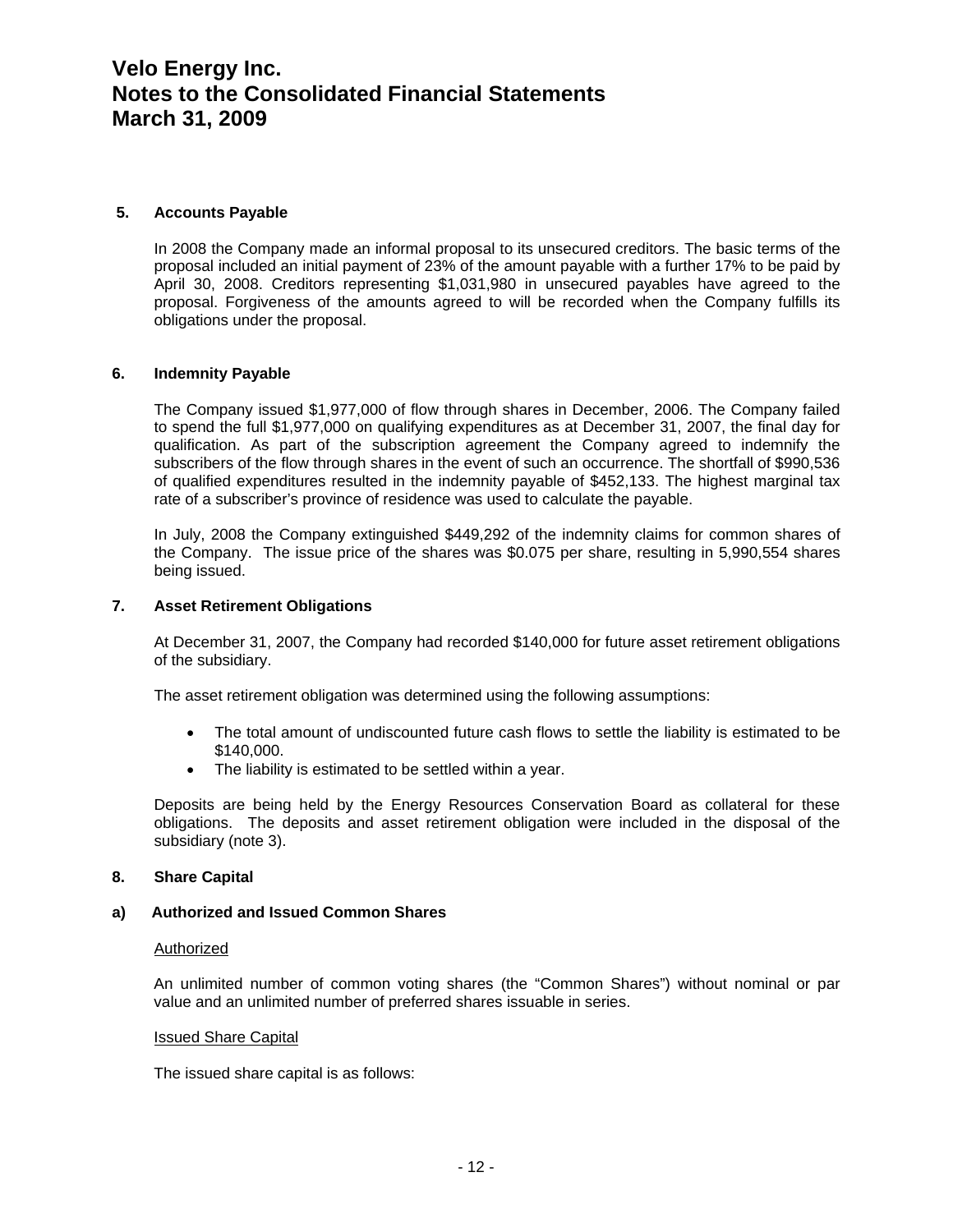# Velo Energy Inc.
# Notes to the Consolidated Financial Statements
# March 31, 2009

## 5. Accounts Payable

In 2008 the Company made an informal proposal to its unsecured creditors. The basic terms of the proposal included an initial payment of 23% of the amount payable with a further 17% to be paid by April 30, 2008. Creditors representing $1,031,980 in unsecured payables have agreed to the proposal. Forgiveness of the amounts agreed to will be recorded when the Company fulfills its obligations under the proposal.

## 6. Indemnity Payable

The Company issued $1,977,000 of flow through shares in December, 2006. The Company failed to spend the full $1,977,000 on qualifying expenditures as at December 31, 2007, the final day for qualification. As part of the subscription agreement the Company agreed to indemnify the subscribers of the flow through shares in the event of such an occurrence. The shortfall of $990,536 of qualified expenditures resulted in the indemnity payable of $452,133. The highest marginal tax rate of a subscriber's province of residence was used to calculate the payable.

In July, 2008 the Company extinguished $449,292 of the indemnity claims for common shares of the Company. The issue price of the shares was $0.075 per share, resulting in 5,990,554 shares being issued.

## 7. Asset Retirement Obligations

At December 31, 2007, the Company had recorded $140,000 for future asset retirement obligations of the subsidiary.

The asset retirement obligation was determined using the following assumptions:

- The total amount of undiscounted future cash flows to settle the liability is estimated to be $140,000.
- The liability is estimated to be settled within a year.

Deposits are being held by the Energy Resources Conservation Board as collateral for these obligations. The deposits and asset retirement obligation were included in the disposal of the subsidiary (note 3).

## 8. Share Capital

### a) Authorized and Issued Common Shares

Authorized

An unlimited number of common voting shares (the "Common Shares") without nominal or par value and an unlimited number of preferred shares issuable in series.

Issued Share Capital

The issued share capital is as follows: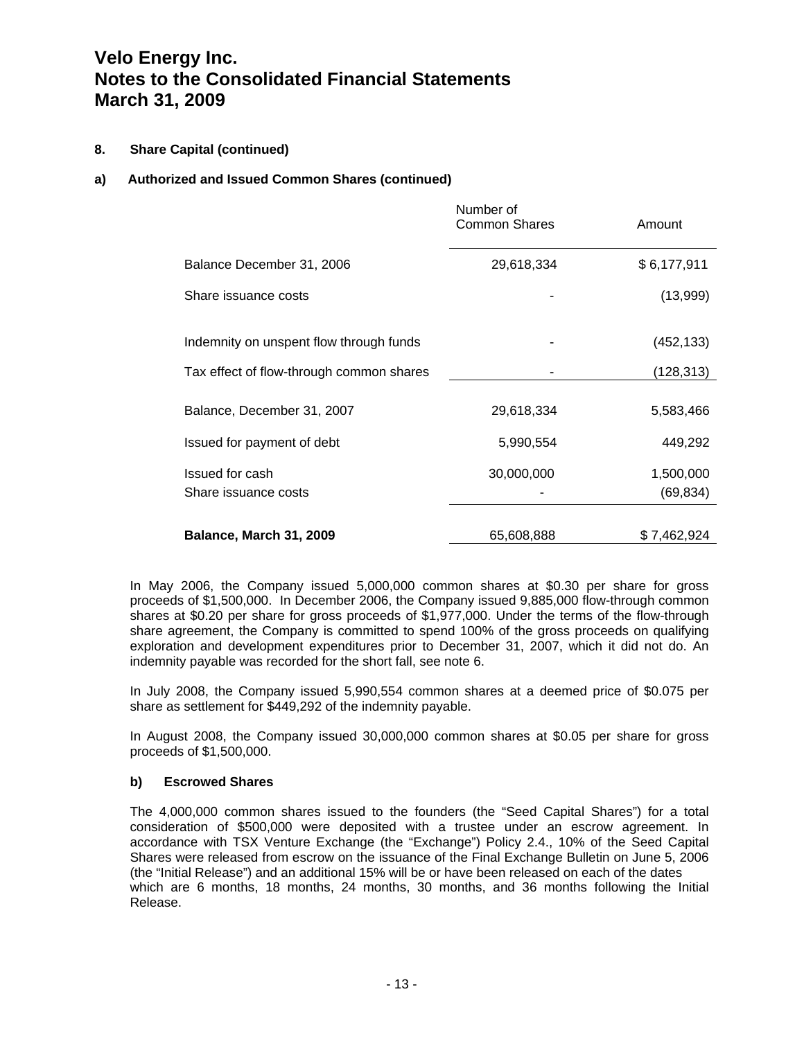# Velo Energy Inc.
# Notes to the Consolidated Financial Statements
# March 31, 2009

## 8. Share Capital (continued)

### a) Authorized and Issued Common Shares (continued)

| | Number of Common Shares | Amount |
|---|---|---|
| Balance December 31, 2006 | 29,618,334 | $ 6,177,911 |
| Share issuance costs | - | (13,999) |
| Indemnity on unspent flow through funds | - | (452,133) |
| Tax effect of flow-through common shares | - | (128,313) |
| Balance, December 31, 2007 | 29,618,334 | 5,583,466 |
| Issued for payment of debt | 5,990,554 | 449,292 |
| Issued for cash | 30,000,000 | 1,500,000 |
| Share issuance costs | - | (69,834) |
| **Balance, March 31, 2009** | 65,608,888 | $ 7,462,924 |

In May 2006, the Company issued 5,000,000 common shares at $0.30 per share for gross proceeds of $1,500,000. In December 2006, the Company issued 9,885,000 flow-through common shares at $0.20 per share for gross proceeds of $1,977,000. Under the terms of the flow-through share agreement, the Company is committed to spend 100% of the gross proceeds on qualifying exploration and development expenditures prior to December 31, 2007, which it did not do. An indemnity payable was recorded for the short fall, see note 6.

In July 2008, the Company issued 5,990,554 common shares at a deemed price of $0.075 per share as settlement for $449,292 of the indemnity payable.

In August 2008, the Company issued 30,000,000 common shares at $0.05 per share for gross proceeds of $1,500,000.

### b) Escrowed Shares

The 4,000,000 common shares issued to the founders (the "Seed Capital Shares") for a total consideration of $500,000 were deposited with a trustee under an escrow agreement. In accordance with TSX Venture Exchange (the "Exchange") Policy 2.4., 10% of the Seed Capital Shares were released from escrow on the issuance of the Final Exchange Bulletin on June 5, 2006 (the "Initial Release") and an additional 15% will be or have been released on each of the dates which are 6 months, 18 months, 24 months, 30 months, and 36 months following the Initial Release.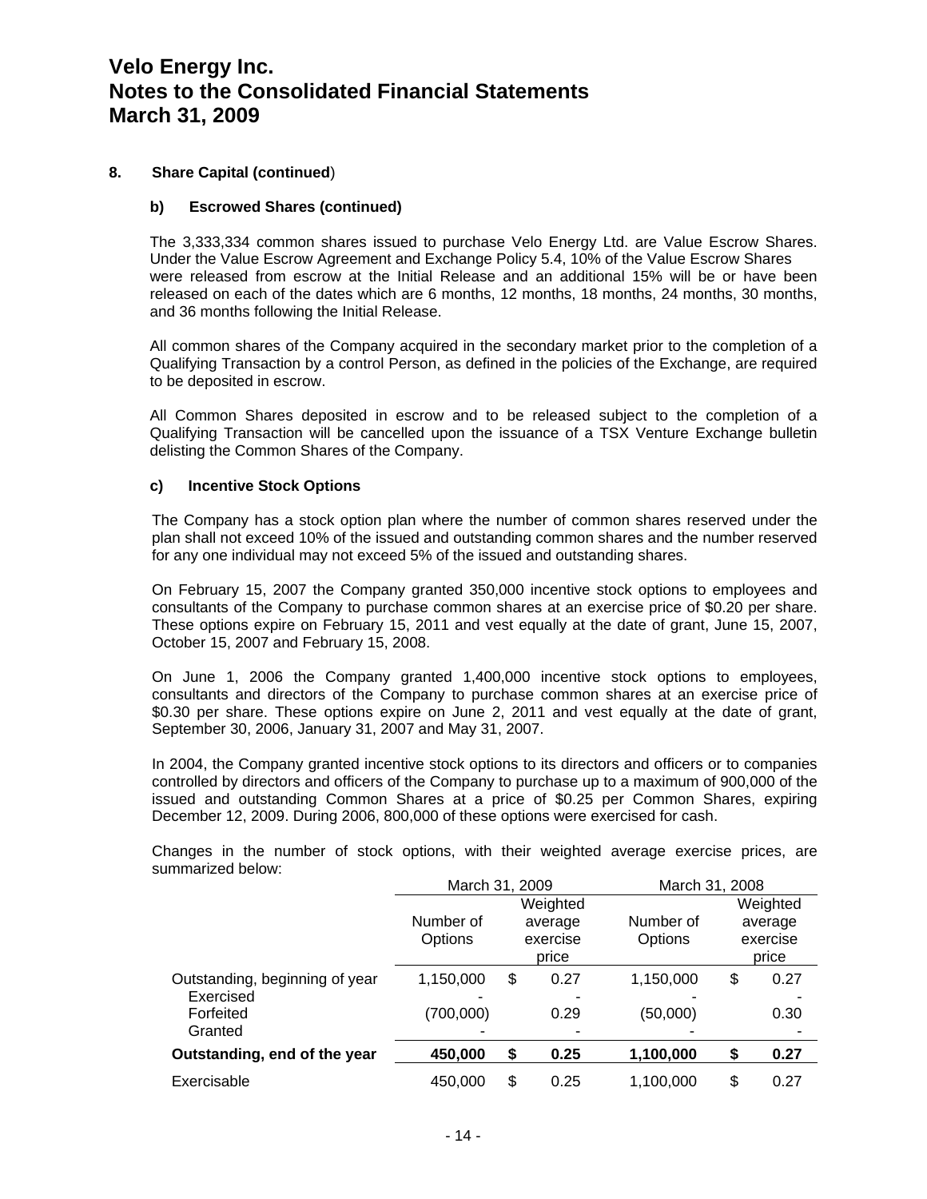# Velo Energy Inc.
# Notes to the Consolidated Financial Statements
# March 31, 2009

**8. Share Capital (continued)**

**b) Escrowed Shares (continued)**

The 3,333,334 common shares issued to purchase Velo Energy Ltd. are Value Escrow Shares. Under the Value Escrow Agreement and Exchange Policy 5.4, 10% of the Value Escrow Shares were released from escrow at the Initial Release and an additional 15% will be or have been released on each of the dates which are 6 months, 12 months, 18 months, 24 months, 30 months, and 36 months following the Initial Release.

All common shares of the Company acquired in the secondary market prior to the completion of a Qualifying Transaction by a control Person, as defined in the policies of the Exchange, are required to be deposited in escrow.

All Common Shares deposited in escrow and to be released subject to the completion of a Qualifying Transaction will be cancelled upon the issuance of a TSX Venture Exchange bulletin delisting the Common Shares of the Company.

**c) Incentive Stock Options**

The Company has a stock option plan where the number of common shares reserved under the plan shall not exceed 10% of the issued and outstanding common shares and the number reserved for any one individual may not exceed 5% of the issued and outstanding shares.

On February 15, 2007 the Company granted 350,000 incentive stock options to employees and consultants of the Company to purchase common shares at an exercise price of $0.20 per share. These options expire on February 15, 2011 and vest equally at the date of grant, June 15, 2007, October 15, 2007 and February 15, 2008.

On June 1, 2006 the Company granted 1,400,000 incentive stock options to employees, consultants and directors of the Company to purchase common shares at an exercise price of $0.30 per share. These options expire on June 2, 2011 and vest equally at the date of grant, September 30, 2006, January 31, 2007 and May 31, 2007.

In 2004, the Company granted incentive stock options to its directors and officers or to companies controlled by directors and officers of the Company to purchase up to a maximum of 900,000 of the issued and outstanding Common Shares at a price of $0.25 per Common Shares, expiring December 12, 2009. During 2006, 800,000 of these options were exercised for cash.

Changes in the number of stock options, with their weighted average exercise prices, are summarized below:

| | March 31, 2009 | | March 31, 2008 | |
|---|---|---|---|---|
| | Number of Options | Weighted average exercise price | Number of Options | Weighted average exercise price |
| Outstanding, beginning of year | 1,150,000 | $ 0.27 | 1,150,000 | $ 0.27 |
| Exercised | - | - | - | - |
| Forfeited | (700,000) | 0.29 | (50,000) | 0.30 |
| Granted | - | - | - | - |
| **Outstanding, end of the year** | **450,000** | **$ 0.25** | **1,100,000** | **$ 0.27** |
| Exercisable | 450,000 | $ 0.25 | 1,100,000 | $ 0.27 |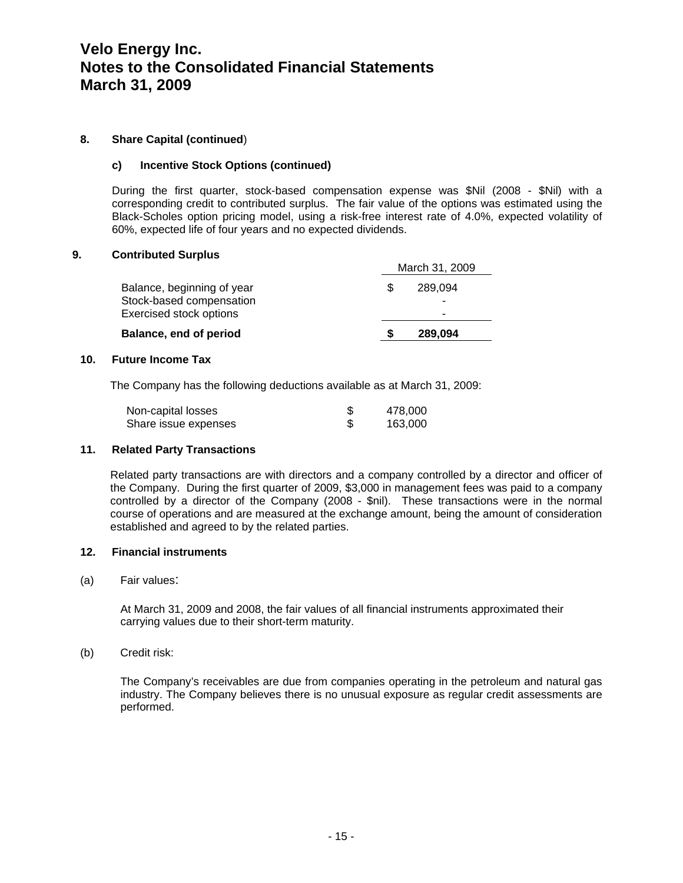# Velo Energy Inc.
# Notes to the Consolidated Financial Statements
# March 31, 2009

**8. Share Capital (continued)**

**c) Incentive Stock Options (continued)**

During the first quarter, stock-based compensation expense was $Nil (2008 - $Nil) with a corresponding credit to contributed surplus. The fair value of the options was estimated using the Black-Scholes option pricing model, using a risk-free interest rate of 4.0%, expected volatility of 60%, expected life of four years and no expected dividends.

**9. Contributed Surplus**

| | March 31, 2009 |
|---|---|
| Balance, beginning of year | $ 289,094 |
| Stock-based compensation | - |
| Exercised stock options | - |
| **Balance, end of period** | **$ 289,094** |

**10. Future Income Tax**

The Company has the following deductions available as at March 31, 2009:

| | |
|---|---|
| Non-capital losses | $ 478,000 |
| Share issue expenses | $ 163,000 |

**11. Related Party Transactions**

Related party transactions are with directors and a company controlled by a director and officer of the Company. During the first quarter of 2009, $3,000 in management fees was paid to a company controlled by a director of the Company (2008 - $nil). These transactions were in the normal course of operations and are measured at the exchange amount, being the amount of consideration established and agreed to by the related parties.

**12. Financial instruments**

(a) Fair values:

At March 31, 2009 and 2008, the fair values of all financial instruments approximated their carrying values due to their short-term maturity.

(b) Credit risk:

The Company's receivables are due from companies operating in the petroleum and natural gas industry. The Company believes there is no unusual exposure as regular credit assessments are performed.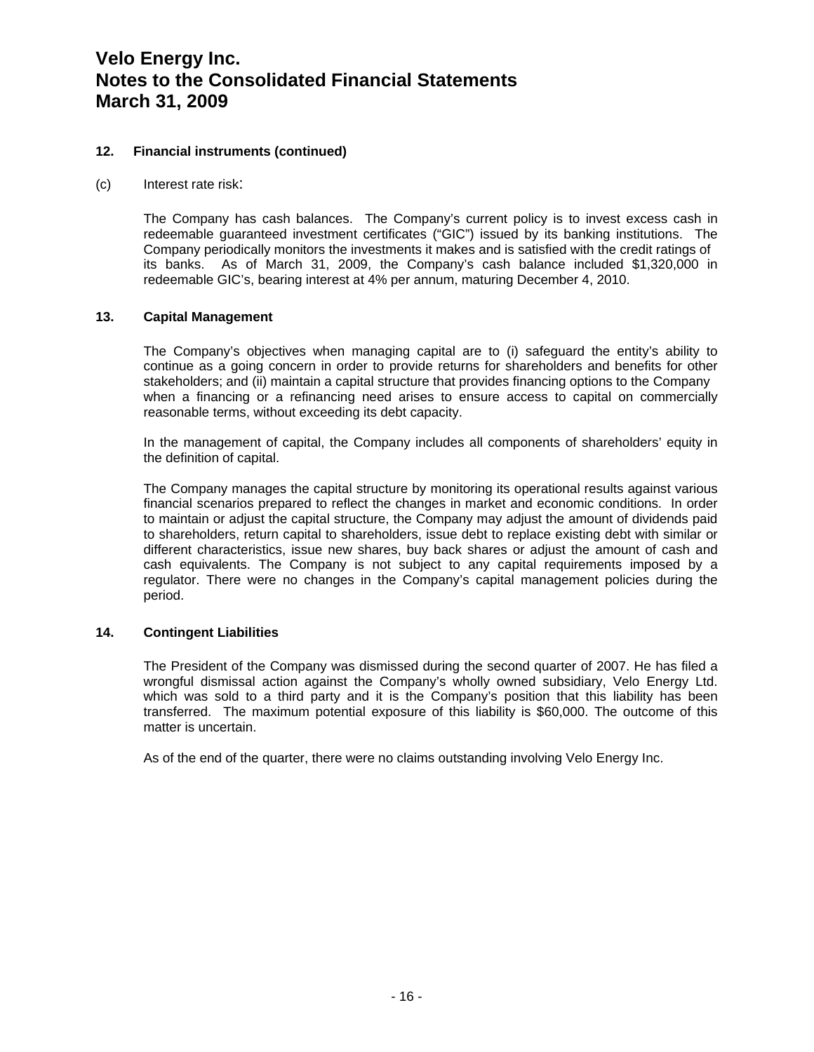# Velo Energy Inc.
# Notes to the Consolidated Financial Statements
# March 31, 2009

## 12. Financial instruments (continued)

(c) Interest rate risk:

The Company has cash balances. The Company's current policy is to invest excess cash in redeemable guaranteed investment certificates ("GIC") issued by its banking institutions. The Company periodically monitors the investments it makes and is satisfied with the credit ratings of its banks. As of March 31, 2009, the Company's cash balance included $1,320,000 in redeemable GIC's, bearing interest at 4% per annum, maturing December 4, 2010.

## 13. Capital Management

The Company's objectives when managing capital are to (i) safeguard the entity's ability to continue as a going concern in order to provide returns for shareholders and benefits for other stakeholders; and (ii) maintain a capital structure that provides financing options to the Company when a financing or a refinancing need arises to ensure access to capital on commercially reasonable terms, without exceeding its debt capacity.

In the management of capital, the Company includes all components of shareholders' equity in the definition of capital.

The Company manages the capital structure by monitoring its operational results against various financial scenarios prepared to reflect the changes in market and economic conditions. In order to maintain or adjust the capital structure, the Company may adjust the amount of dividends paid to shareholders, return capital to shareholders, issue debt to replace existing debt with similar or different characteristics, issue new shares, buy back shares or adjust the amount of cash and cash equivalents. The Company is not subject to any capital requirements imposed by a regulator. There were no changes in the Company's capital management policies during the period.

## 14. Contingent Liabilities

The President of the Company was dismissed during the second quarter of 2007. He has filed a wrongful dismissal action against the Company's wholly owned subsidiary, Velo Energy Ltd. which was sold to a third party and it is the Company's position that this liability has been transferred. The maximum potential exposure of this liability is $60,000. The outcome of this matter is uncertain.

As of the end of the quarter, there were no claims outstanding involving Velo Energy Inc.